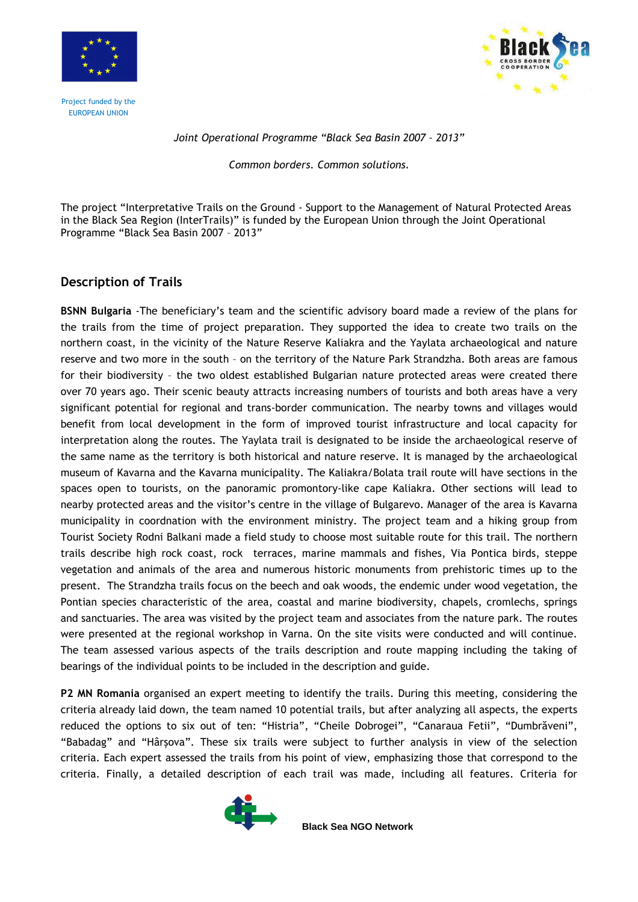Project funded by the EUROPEAN UNION

*Joint Operational Programme “Black Sea Basin 2007 – 2013”*

*Common borders. Common solutions.*

The project “Interpretative Trails on the Ground - Support to the Management of Natural Protected Areas in the Black Sea Region (InterTrails)” is funded by the European Union through the Joint Operational Programme “Black Sea Basin 2007 – 2013”

## Description of Trails

**BSNN Bulgaria** -The beneficiary’s team and the scientific advisory board made a review of the plans for the trails from the time of project preparation. They supported the idea to create two trails on the northern coast, in the vicinity of the Nature Reserve Kaliakra and the Yaylata archaeological and nature reserve and two more in the south – on the territory of the Nature Park Strandzha. Both areas are famous for their biodiversity – the two oldest established Bulgarian nature protected areas were created there over 70 years ago. Their scenic beauty attracts increasing numbers of tourists and both areas have a very significant potential for regional and trans-border communication. The nearby towns and villages would benefit from local development in the form of improved tourist infrastructure and local capacity for interpretation along the routes. The Yaylata trail is designated to be inside the archaeological reserve of the same name as the territory is both historical and nature reserve. It is managed by the archaeological museum of Kavarna and the Kavarna municipality. The Kaliakra/Bolata trail route will have sections in the spaces open to tourists, on the panoramic promontory-like cape Kaliakra. Other sections will lead to nearby protected areas and the visitor’s centre in the village of Bulgarevo. Manager of the area is Kavarna municipality in coordnation with the environment ministry. The project team and a hiking group from Tourist Society Rodni Balkani made a field study to choose most suitable route for this trail. The northern trails describe high rock coast, rock terraces, marine mammals and fishes, Via Pontica birds, steppe vegetation and animals of the area and numerous historic monuments from prehistoric times up to the present. The Strandzha trails focus on the beech and oak woods, the endemic under wood vegetation, the Pontian species characteristic of the area, coastal and marine biodiversity, chapels, cromlechs, springs and sanctuaries. The area was visited by the project team and associates from the nature park. The routes were presented at the regional workshop in Varna. On the site visits were conducted and will continue. The team assessed various aspects of the trails description and route mapping including the taking of bearings of the individual points to be included in the description and guide.

**P2 MN Romania** organised an expert meeting to identify the trails. During this meeting, considering the criteria already laid down, the team named 10 potential trails, but after analyzing all aspects, the experts reduced the options to six out of ten: “Histria”, “Cheile Dobrogei”, “Canaraua Fetii”, “Dumbrăveni”, “Babadag” and “Hârşova”. These six trails were subject to further analysis in view of the selection criteria. Each expert assessed the trails from his point of view, emphasizing those that correspond to the criteria. Finally, a detailed description of each trail was made, including all features. Criteria for

Black Sea NGO Network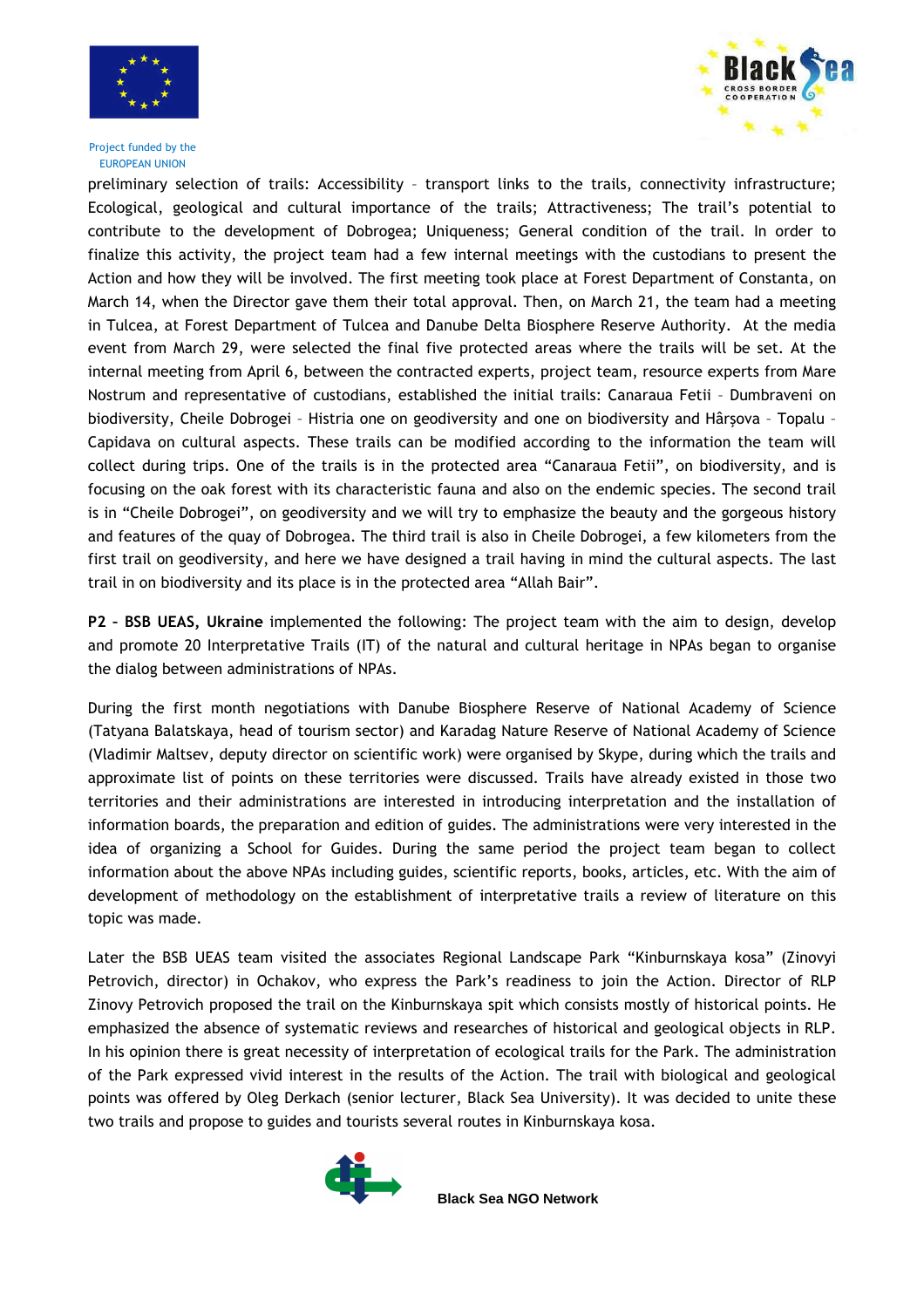preliminary selection of trails: Accessibility – transport links to the trails, connectivity infrastructure; Ecological, geological and cultural importance of the trails; Attractiveness; The trail's potential to contribute to the development of Dobrogea; Uniqueness; General condition of the trail. In order to finalize this activity, the project team had a few internal meetings with the custodians to present the Action and how they will be involved. The first meeting took place at Forest Department of Constanta, on March 14, when the Director gave them their total approval. Then, on March 21, the team had a meeting in Tulcea, at Forest Department of Tulcea and Danube Delta Biosphere Reserve Authority. At the media event from March 29, were selected the final five protected areas where the trails will be set. At the internal meeting from April 6, between the contracted experts, project team, resource experts from Mare Nostrum and representative of custodians, established the initial trails: Canaraua Fetii – Dumbraveni on biodiversity, Cheile Dobrogei – Histria one on geodiversity and one on biodiversity and Hârşova – Topalu – Capidava on cultural aspects. These trails can be modified according to the information the team will collect during trips. One of the trails is in the protected area "Canaraua Fetii", on biodiversity, and is focusing on the oak forest with its characteristic fauna and also on the endemic species. The second trail is in "Cheile Dobrogei", on geodiversity and we will try to emphasize the beauty and the gorgeous history and features of the quay of Dobrogea. The third trail is also in Cheile Dobrogei, a few kilometers from the first trail on geodiversity, and here we have designed a trail having in mind the cultural aspects. The last trail in on biodiversity and its place is in the protected area "Allah Bair".

**P2 – BSB UEAS, Ukraine** implemented the following: The project team with the aim to design, develop and promote 20 Interpretative Trails (IT) of the natural and cultural heritage in NPAs began to organise the dialog between administrations of NPAs.

During the first month negotiations with Danube Biosphere Reserve of National Academy of Science (Tatyana Balatskaya, head of tourism sector) and Karadag Nature Reserve of National Academy of Science (Vladimir Maltsev, deputy director on scientific work) were organised by Skype, during which the trails and approximate list of points on these territories were discussed. Trails have already existed in those two territories and their administrations are interested in introducing interpretation and the installation of information boards, the preparation and edition of guides. The administrations were very interested in the idea of organizing a School for Guides. During the same period the project team began to collect information about the above NPAs including guides, scientific reports, books, articles, etc. With the aim of development of methodology on the establishment of interpretative trails a review of literature on this topic was made.

Later the BSB UEAS team visited the associates Regional Landscape Park "Kinburnskaya kosa" (Zinovyi Petrovich, director) in Ochakov, who express the Park's readiness to join the Action. Director of RLP Zinovy Petrovich proposed the trail on the Kinburnskaya spit which consists mostly of historical points. He emphasized the absence of systematic reviews and researches of historical and geological objects in RLP. In his opinion there is great necessity of interpretation of ecological trails for the Park. The administration of the Park expressed vivid interest in the results of the Action. The trail with biological and geological points was offered by Oleg Derkach (senior lecturer, Black Sea University). It was decided to unite these two trails and propose to guides and tourists several routes in Kinburnskaya kosa.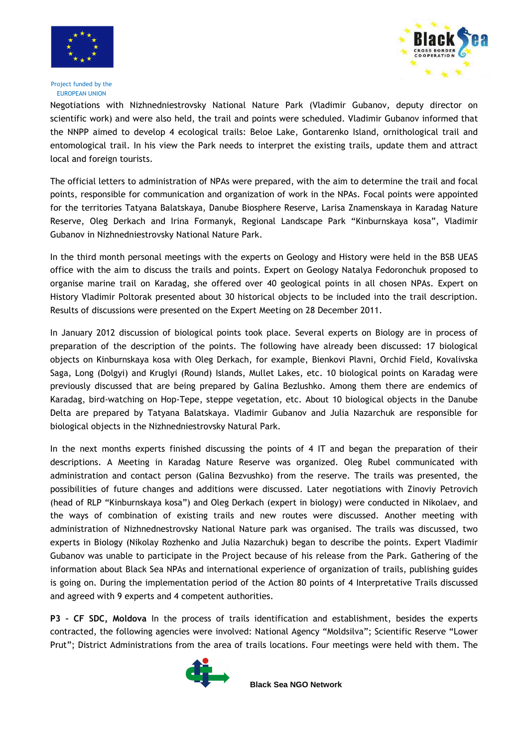Negotiations with Nizhnedniestrovsky National Nature Park (Vladimir Gubanov, deputy director on scientific work) and were also held, the trail and points were scheduled. Vladimir Gubanov informed that the NNPP aimed to develop 4 ecological trails: Beloe Lake, Gontarenko Island, ornithological trail and entomological trail. In his view the Park needs to interpret the existing trails, update them and attract local and foreign tourists.

The official letters to administration of NPAs were prepared, with the aim to determine the trail and focal points, responsible for communication and organization of work in the NPAs. Focal points were appointed for the territories Tatyana Balatskaya, Danube Biosphere Reserve, Larisa Znamenskaya in Karadag Nature Reserve, Oleg Derkach and Irina Formanyk, Regional Landscape Park "Kinburnskaya kosa", Vladimir Gubanov in Nizhnedniestrovsky National Nature Park.

In the third month personal meetings with the experts on Geology and History were held in the BSB UEAS office with the aim to discuss the trails and points. Expert on Geology Natalya Fedoronchuk proposed to organise marine trail on Karadag, she offered over 40 geological points in all chosen NPAs. Expert on History Vladimir Poltorak presented about 30 historical objects to be included into the trail description. Results of discussions were presented on the Expert Meeting on 28 December 2011.

In January 2012 discussion of biological points took place. Several experts on Biology are in process of preparation of the description of the points. The following have already been discussed: 17 biological objects on Kinburnskaya kosa with Oleg Derkach, for example, Bienkovi Plavni, Orchid Field, Kovalivska Saga, Long (Dolgyi) and Kruglyi (Round) Islands, Mullet Lakes, etc. 10 biological points on Karadag were previously discussed that are being prepared by Galina Bezlushko. Among them there are endemics of Karadag, bird-watching on Hop-Tepe, steppe vegetation, etc. About 10 biological objects in the Danube Delta are prepared by Tatyana Balatskaya. Vladimir Gubanov and Julia Nazarchuk are responsible for biological objects in the Nizhnedniestrovsky Natural Park.

In the next months experts finished discussing the points of 4 IT and began the preparation of their descriptions. A Meeting in Karadag Nature Reserve was organized. Oleg Rubel communicated with administration and contact person (Galina Bezvushko) from the reserve. The trails was presented, the possibilities of future changes and additions were discussed. Later negotiations with Zinoviy Petrovich (head of RLP "Kinburnskaya kosa") and Oleg Derkach (expert in biology) were conducted in Nikolaev, and the ways of combination of existing trails and new routes were discussed. Another meeting with administration of Nizhnednestrovsky National Nature park was organised. The trails was discussed, two experts in Biology (Nikolay Rozhenko and Julia Nazarchuk) began to describe the points. Expert Vladimir Gubanov was unable to participate in the Project because of his release from the Park. Gathering of the information about Black Sea NPAs and international experience of organization of trails, publishing guides is going on. During the implementation period of the Action 80 points of 4 Interpretative Trails discussed and agreed with 9 experts and 4 competent authorities.

**P3 – CF SDC, Moldova** In the process of trails identification and establishment, besides the experts contracted, the following agencies were involved: National Agency "Moldsilva"; Scientific Reserve "Lower Prut"; District Administrations from the area of trails locations. Four meetings were held with them. The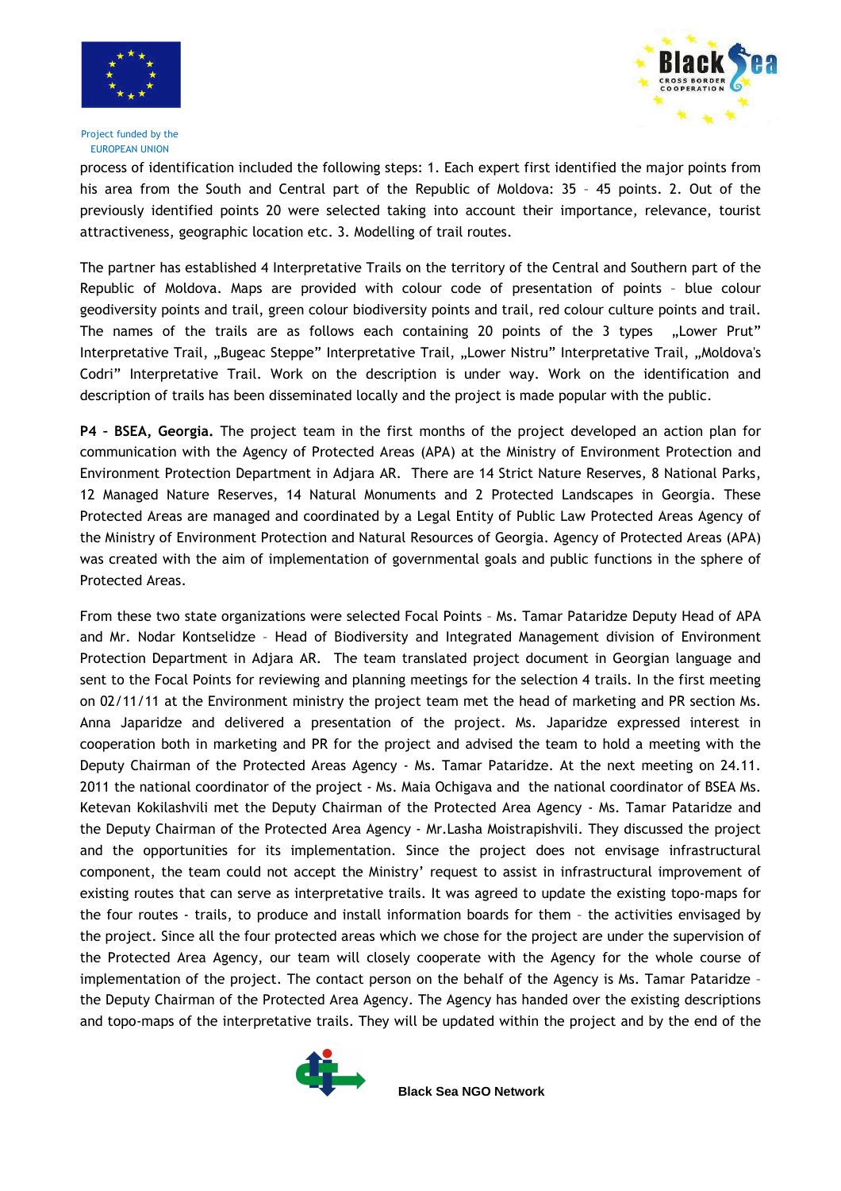process of identification included the following steps: 1. Each expert first identified the major points from his area from the South and Central part of the Republic of Moldova: 35 – 45 points. 2. Out of the previously identified points 20 were selected taking into account their importance, relevance, tourist attractiveness, geographic location etc. 3. Modelling of trail routes.

The partner has established 4 Interpretative Trails on the territory of the Central and Southern part of the Republic of Moldova. Maps are provided with colour code of presentation of points – blue colour geodiversity points and trail, green colour biodiversity points and trail, red colour culture points and trail. The names of the trails are as follows each containing 20 points of the 3 types „Lower Prut" Interpretative Trail, „Bugeac Steppe" Interpretative Trail, „Lower Nistru" Interpretative Trail, „Moldova's Codri" Interpretative Trail. Work on the description is under way. Work on the identification and description of trails has been disseminated locally and the project is made popular with the public.

**P4 – BSEA, Georgia.** The project team in the first months of the project developed an action plan for communication with the Agency of Protected Areas (APA) at the Ministry of Environment Protection and Environment Protection Department in Adjara AR. There are 14 Strict Nature Reserves, 8 National Parks, 12 Managed Nature Reserves, 14 Natural Monuments and 2 Protected Landscapes in Georgia. These Protected Areas are managed and coordinated by a Legal Entity of Public Law Protected Areas Agency of the Ministry of Environment Protection and Natural Resources of Georgia. Agency of Protected Areas (APA) was created with the aim of implementation of governmental goals and public functions in the sphere of Protected Areas.

From these two state organizations were selected Focal Points – Ms. Tamar Pataridze Deputy Head of APA and Mr. Nodar Kontselidze – Head of Biodiversity and Integrated Management division of Environment Protection Department in Adjara AR. The team translated project document in Georgian language and sent to the Focal Points for reviewing and planning meetings for the selection 4 trails. In the first meeting on 02/11/11 at the Environment ministry the project team met the head of marketing and PR section Ms. Anna Japaridze and delivered a presentation of the project. Ms. Japaridze expressed interest in cooperation both in marketing and PR for the project and advised the team to hold a meeting with the Deputy Chairman of the Protected Areas Agency - Ms. Tamar Pataridze. At the next meeting on 24.11. 2011 the national coordinator of the project - Ms. Maia Ochigava and the national coordinator of BSEA Ms. Ketevan Kokilashvili met the Deputy Chairman of the Protected Area Agency - Ms. Tamar Pataridze and the Deputy Chairman of the Protected Area Agency - Mr.Lasha Moistrapishvili. They discussed the project and the opportunities for its implementation. Since the project does not envisage infrastructural component, the team could not accept the Ministry' request to assist in infrastructural improvement of existing routes that can serve as interpretative trails. It was agreed to update the existing topo-maps for the four routes - trails, to produce and install information boards for them – the activities envisaged by the project. Since all the four protected areas which we chose for the project are under the supervision of the Protected Area Agency, our team will closely cooperate with the Agency for the whole course of implementation of the project. The contact person on the behalf of the Agency is Ms. Tamar Pataridze – the Deputy Chairman of the Protected Area Agency. The Agency has handed over the existing descriptions and topo-maps of the interpretative trails. They will be updated within the project and by the end of the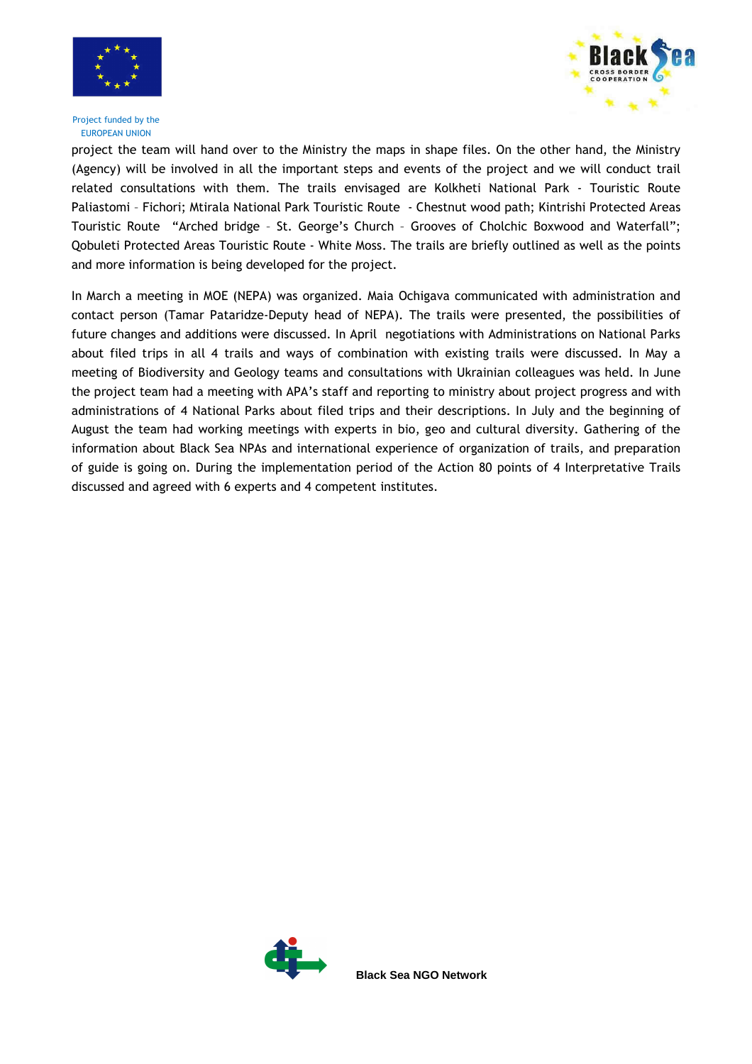project the team will hand over to the Ministry the maps in shape files. On the other hand, the Ministry (Agency) will be involved in all the important steps and events of the project and we will conduct trail related consultations with them. The trails envisaged are Kolkheti National Park - Touristic Route Paliastomi – Fichori; Mtirala National Park Touristic Route - Chestnut wood path; Kintrishi Protected Areas Touristic Route "Arched bridge – St. George's Church – Grooves of Cholchic Boxwood and Waterfall"; Qobuleti Protected Areas Touristic Route - White Moss. The trails are briefly outlined as well as the points and more information is being developed for the project.

In March a meeting in MOE (NEPA) was organized. Maia Ochigava communicated with administration and contact person (Tamar Pataridze-Deputy head of NEPA). The trails were presented, the possibilities of future changes and additions were discussed. In April negotiations with Administrations on National Parks about filed trips in all 4 trails and ways of combination with existing trails were discussed. In May a meeting of Biodiversity and Geology teams and consultations with Ukrainian colleagues was held. In June the project team had a meeting with APA's staff and reporting to ministry about project progress and with administrations of 4 National Parks about filed trips and their descriptions. In July and the beginning of August the team had working meetings with experts in bio, geo and cultural diversity. Gathering of the information about Black Sea NPAs and international experience of organization of trails, and preparation of guide is going on. During the implementation period of the Action 80 points of 4 Interpretative Trails discussed and agreed with 6 experts and 4 competent institutes.